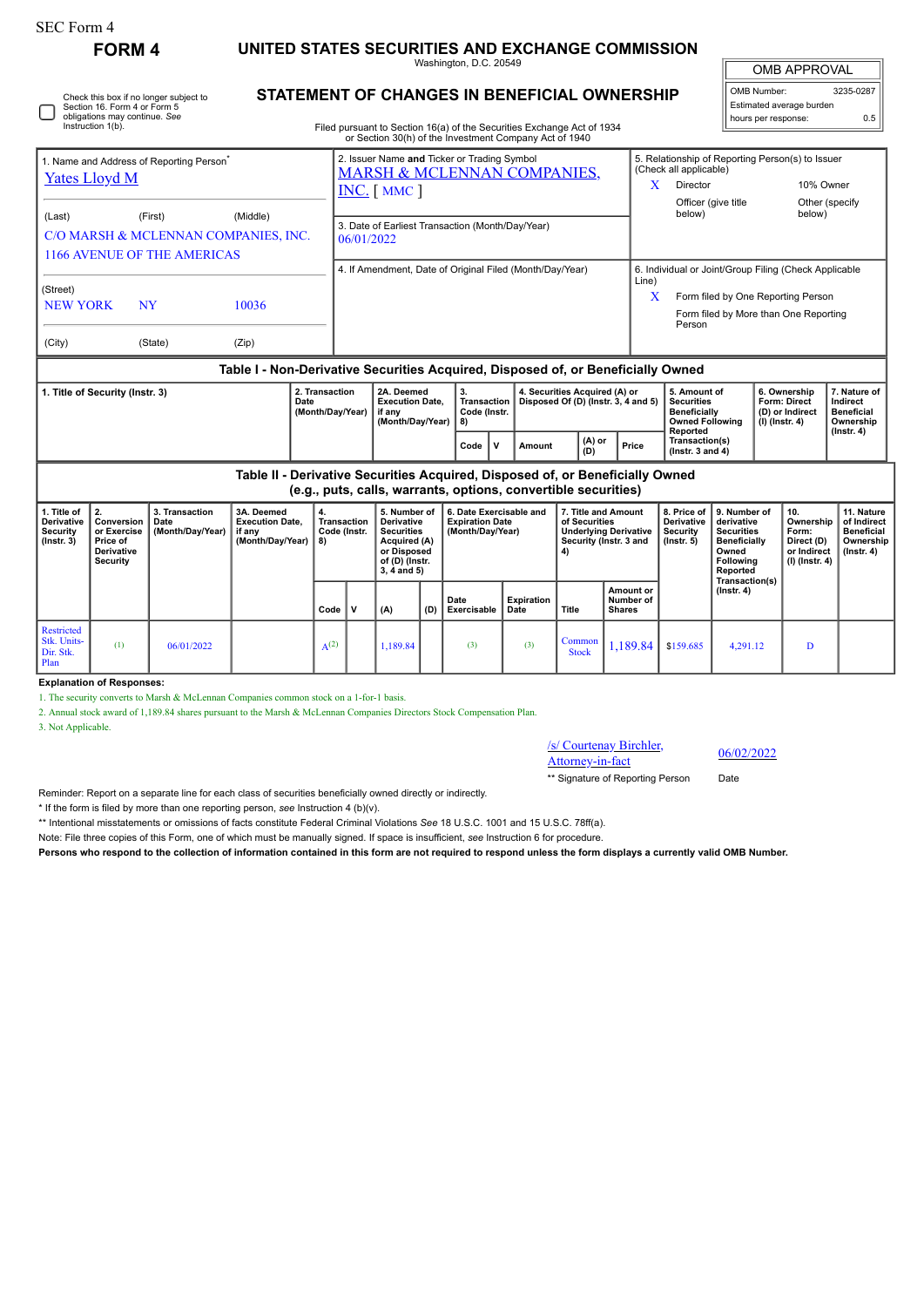SEC Form 4

**FORM 4**

# UNITED STATES SECURITIES AND EXCHANGE COMMISSION

Washington, D.C. 20549

## STATEMENT OF CHANGES IN BENEFICIAL OWNERSHIP

Filed pursuant to Section 16(a) of the Securities Exchange Act of 1934 or Section 30(h) of the Investment Company Act of 1940

| OMB APPROVAL | |
|---|---|
| OMB Number: | 3235-0287 |
| Estimated average burden | |
| hours per response: | 0.5 |

☐ Check this box if no longer subject to Section 16. Form 4 or Form 5 obligations may continue. *See* Instruction 1(b).

1. Name and Address of Reporting Person*
Yates Lloyd M

(Last) (First) (Middle)
C/O MARSH & MCLENNAN COMPANIES, INC.
1166 AVENUE OF THE AMERICAS

(Street)
NEW YORK NY 10036

(City) (State) (Zip)

2. Issuer Name **and** Ticker or Trading Symbol
MARSH & MCLENNAN COMPANIES, INC. [ MMC ]

3. Date of Earliest Transaction (Month/Day/Year)
06/01/2022

4. If Amendment, Date of Original Filed (Month/Day/Year)

5. Relationship of Reporting Person(s) to Issuer (Check all applicable)
X Director
10% Owner
Officer (give title below)
Other (specify below)

6. Individual or Joint/Group Filing (Check Applicable Line)
X Form filed by One Reporting Person
Form filed by More than One Reporting Person

**Table I - Non-Derivative Securities Acquired, Disposed of, or Beneficially Owned**

| 1. Title of Security (Instr. 3) | 2. Transaction Date (Month/Day/Year) | 2A. Deemed Execution Date, if any (Month/Day/Year) | 3. Transaction Code (Instr. 8) | | 4. Securities Acquired (A) or Disposed Of (D) (Instr. 3, 4 and 5) | | | 5. Amount of Securities Beneficially Owned Following Reported Transaction(s) (Instr. 3 and 4) | 6. Ownership Form: Direct (D) or Indirect (I) (Instr. 4) | 7. Nature of Indirect Beneficial Ownership (Instr. 4) |
|---|---|---|---|---|---|---|---|---|---|---|
| | | | Code | V | Amount | (A) or (D) | Price | | | |

**Table II - Derivative Securities Acquired, Disposed of, or Beneficially Owned (e.g., puts, calls, warrants, options, convertible securities)**

| 1. Title of Derivative Security (Instr. 3) | 2. Conversion or Exercise Price of Derivative Security | 3. Transaction Date (Month/Day/Year) | 3A. Deemed Execution Date, if any (Month/Day/Year) | 4. Transaction Code (Instr. 8) | | 5. Number of Derivative Securities Acquired (A) or Disposed of (D) (Instr. 3, 4 and 5) | | 6. Date Exercisable and Expiration Date (Month/Day/Year) | | 7. Title and Amount of Securities Underlying Derivative Security (Instr. 3 and 4) | | 8. Price of Derivative Security (Instr. 5) | 9. Number of derivative Securities Beneficially Owned Following Reported Transaction(s) (Instr. 4) | 10. Ownership Form: Direct (D) or Indirect (I) (Instr. 4) | 11. Nature of Indirect Beneficial Ownership (Instr. 4) |
|---|---|---|---|---|---|---|---|---|---|---|---|---|---|---|---|
| | | | | Code | V | (A) | (D) | Date Exercisable | Expiration Date | Title | Amount or Number of Shares | | | | |
| Restricted Stk. Units-Dir. Stk. Plan | (1) | 06/01/2022 | | A(2) | | 1,189.84 | | (3) | (3) | Common Stock | 1,189.84 | $159.685 | 4,291.12 | D | |

**Explanation of Responses:**

1. The security converts to Marsh & McLennan Companies common stock on a 1-for-1 basis.
2. Annual stock award of 1,189.84 shares pursuant to the Marsh & McLennan Companies Directors Stock Compensation Plan.
3. Not Applicable.

/s/ Courtenay Birchler, Attorney-in-fact — 06/02/2022

** Signature of Reporting Person — Date

Reminder: Report on a separate line for each class of securities beneficially owned directly or indirectly.

* If the form is filed by more than one reporting person, *see* Instruction 4 (b)(v).

** Intentional misstatements or omissions of facts constitute Federal Criminal Violations *See* 18 U.S.C. 1001 and 15 U.S.C. 78ff(a).

Note: File three copies of this Form, one of which must be manually signed. If space is insufficient, *see* Instruction 6 for procedure.

**Persons who respond to the collection of information contained in this form are not required to respond unless the form displays a currently valid OMB Number.**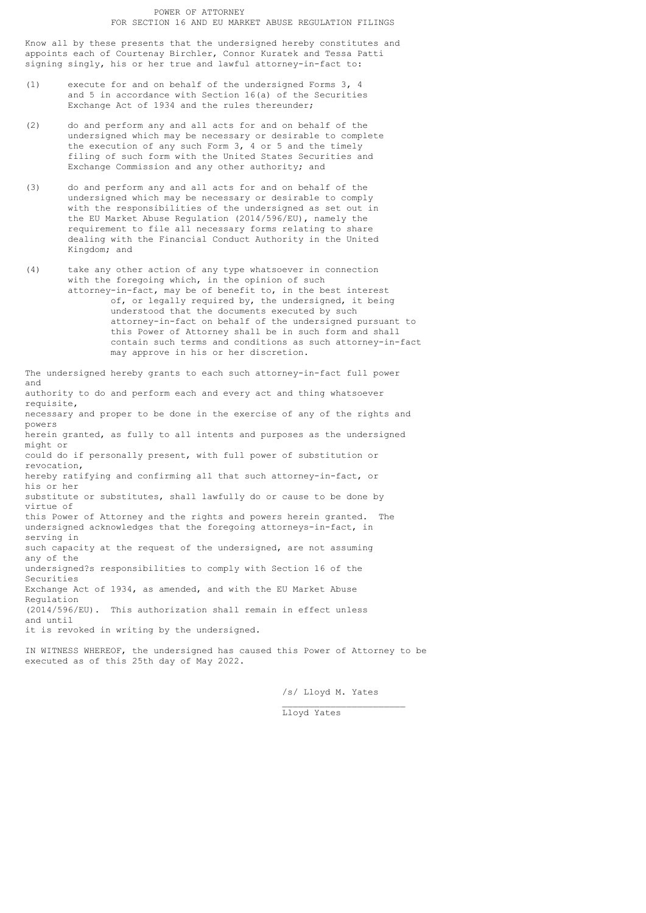# POWER OF ATTORNEY
## FOR SECTION 16 AND EU MARKET ABUSE REGULATION FILINGS

Know all by these presents that the undersigned hereby constitutes and appoints each of Courtenay Birchler, Connor Kuratek and Tessa Patti signing singly, his or her true and lawful attorney-in-fact to:

(1) execute for and on behalf of the undersigned Forms 3, 4 and 5 in accordance with Section 16(a) of the Securities Exchange Act of 1934 and the rules thereunder;

(2) do and perform any and all acts for and on behalf of the undersigned which may be necessary or desirable to complete the execution of any such Form 3, 4 or 5 and the timely filing of such form with the United States Securities and Exchange Commission and any other authority; and

(3) do and perform any and all acts for and on behalf of the undersigned which may be necessary or desirable to comply with the responsibilities of the undersigned as set out in the EU Market Abuse Regulation (2014/596/EU), namely the requirement to file all necessary forms relating to share dealing with the Financial Conduct Authority in the United Kingdom; and

(4) take any other action of any type whatsoever in connection with the foregoing which, in the opinion of such attorney-in-fact, may be of benefit to, in the best interest of, or legally required by, the undersigned, it being understood that the documents executed by such attorney-in-fact on behalf of the undersigned pursuant to this Power of Attorney shall be in such form and shall contain such terms and conditions as such attorney-in-fact may approve in his or her discretion.

The undersigned hereby grants to each such attorney-in-fact full power and authority to do and perform each and every act and thing whatsoever requisite, necessary and proper to be done in the exercise of any of the rights and powers herein granted, as fully to all intents and purposes as the undersigned might or could do if personally present, with full power of substitution or revocation, hereby ratifying and confirming all that such attorney-in-fact, or his or her substitute or substitutes, shall lawfully do or cause to be done by virtue of this Power of Attorney and the rights and powers herein granted. The undersigned acknowledges that the foregoing attorneys-in-fact, in serving in such capacity at the request of the undersigned, are not assuming any of the undersigned?s responsibilities to comply with Section 16 of the Securities Exchange Act of 1934, as amended, and with the EU Market Abuse Regulation (2014/596/EU). This authorization shall remain in effect unless and until it is revoked in writing by the undersigned.

IN WITNESS WHEREOF, the undersigned has caused this Power of Attorney to be executed as of this 25th day of May 2022.

/s/ Lloyd M. Yates

______________________

Lloyd Yates